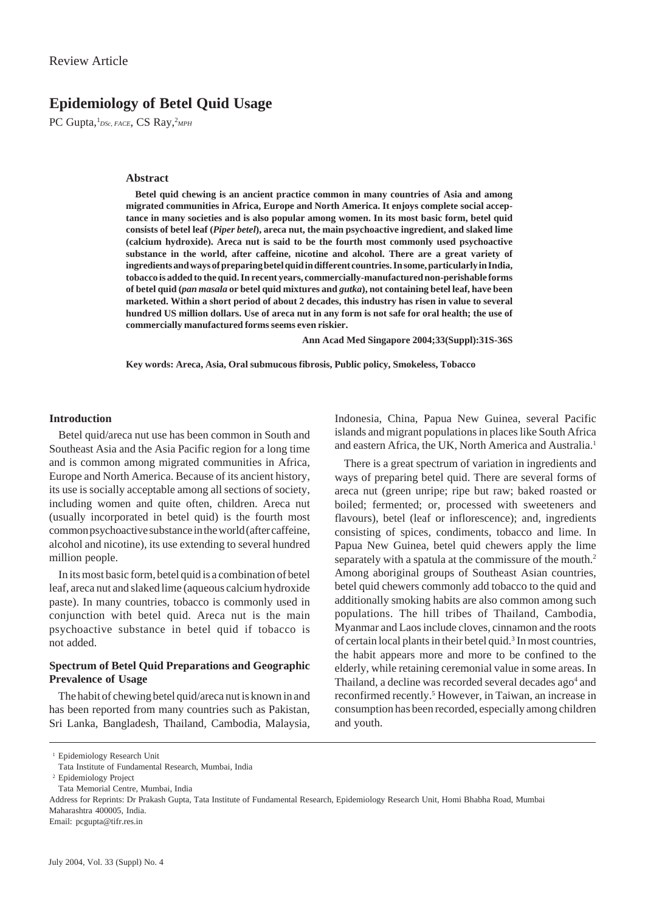Review Article

# Epidemiology of Betel Quid Usage

PC Gupta,[1] *DSc, FACE*, CS Ray,[2] *MPH*

### Abstract

**Betel quid chewing is an ancient practice common in many countries of Asia and among migrated communities in Africa, Europe and North America. It enjoys complete social acceptance in many societies and is also popular among women. In its most basic form, betel quid consists of betel leaf (*Piper betel*), areca nut, the main psychoactive ingredient, and slaked lime (calcium hydroxide). Areca nut is said to be the fourth most commonly used psychoactive substance in the world, after caffeine, nicotine and alcohol. There are a great variety of ingredients and ways of preparing betel quid in different countries. In some, particularly in India, tobacco is added to the quid. In recent years, commercially-manufactured non-perishable forms of betel quid (*pan masala* or betel quid mixtures and *gutka*), not containing betel leaf, have been marketed. Within a short period of about 2 decades, this industry has risen in value to several hundred US million dollars. Use of areca nut in any form is not safe for oral health; the use of commercially manufactured forms seems even riskier.**

**Ann Acad Med Singapore 2004;33(Suppl):31S-36S**

**Key words: Areca, Asia, Oral submucous fibrosis, Public policy, Smokeless, Tobacco**

## Introduction

Betel quid/areca nut use has been common in South and Southeast Asia and the Asia Pacific region for a long time and is common among migrated communities in Africa, Europe and North America. Because of its ancient history, its use is socially acceptable among all sections of society, including women and quite often, children. Areca nut (usually incorporated in betel quid) is the fourth most common psychoactive substance in the world (after caffeine, alcohol and nicotine), its use extending to several hundred million people.

In its most basic form, betel quid is a combination of betel leaf, areca nut and slaked lime (aqueous calcium hydroxide paste). In many countries, tobacco is commonly used in conjunction with betel quid. Areca nut is the main psychoactive substance in betel quid if tobacco is not added.

## Spectrum of Betel Quid Preparations and Geographic Prevalence of Usage

The habit of chewing betel quid/areca nut is known in and has been reported from many countries such as Pakistan, Sri Lanka, Bangladesh, Thailand, Cambodia, Malaysia, Indonesia, China, Papua New Guinea, several Pacific islands and migrant populations in places like South Africa and eastern Africa, the UK, North America and Australia.[1]

There is a great spectrum of variation in ingredients and ways of preparing betel quid. There are several forms of areca nut (green unripe; ripe but raw; baked roasted or boiled; fermented; or, processed with sweeteners and flavours), betel (leaf or inflorescence); and, ingredients consisting of spices, condiments, tobacco and lime. In Papua New Guinea, betel quid chewers apply the lime separately with a spatula at the commissure of the mouth.[2] Among aboriginal groups of Southeast Asian countries, betel quid chewers commonly add tobacco to the quid and additionally smoking habits are also common among such populations. The hill tribes of Thailand, Cambodia, Myanmar and Laos include cloves, cinnamon and the roots of certain local plants in their betel quid.[3] In most countries, the habit appears more and more to be confined to the elderly, while retaining ceremonial value in some areas. In Thailand, a decline was recorded several decades ago[4] and reconfirmed recently.[5] However, in Taiwan, an increase in consumption has been recorded, especially among children and youth.

---

[1] Epidemiology Research Unit
Tata Institute of Fundamental Research, Mumbai, India

[2] Epidemiology Project
Tata Memorial Centre, Mumbai, India

Address for Reprints: Dr Prakash Gupta, Tata Institute of Fundamental Research, Epidemiology Research Unit, Homi Bhabha Road, Mumbai Maharashtra 400005, India.
Email: pcgupta@tifr.res.in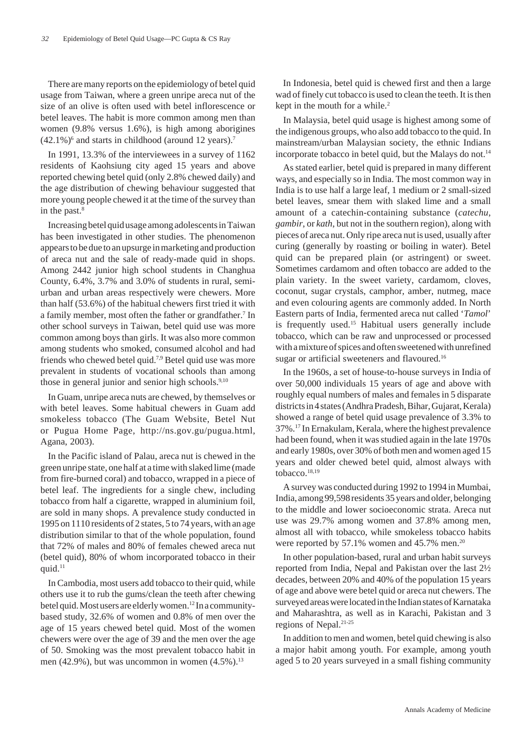There are many reports on the epidemiology of betel quid usage from Taiwan, where a green unripe areca nut of the size of an olive is often used with betel inflorescence or betel leaves. The habit is more common among men than women (9.8% versus 1.6%), is high among aborigines (42.1%)[6] and starts in childhood (around 12 years).[7]

In 1991, 13.3% of the interviewees in a survey of 1162 residents of Kaohsiung city aged 15 years and above reported chewing betel quid (only 2.8% chewed daily) and the age distribution of chewing behaviour suggested that more young people chewed it at the time of the survey than in the past.[8]

Increasing betel quid usage among adolescents in Taiwan has been investigated in other studies. The phenomenon appears to be due to an upsurge in marketing and production of areca nut and the sale of ready-made quid in shops. Among 2442 junior high school students in Changhua County, 6.4%, 3.7% and 3.0% of students in rural, semi-urban and urban areas respectively were chewers. More than half (53.6%) of the habitual chewers first tried it with a family member, most often the father or grandfather.[7] In other school surveys in Taiwan, betel quid use was more common among boys than girls. It was also more common among students who smoked, consumed alcohol and had friends who chewed betel quid.[7,9] Betel quid use was more prevalent in students of vocational schools than among those in general junior and senior high schools.[9,10]

In Guam, unripe areca nuts are chewed, by themselves or with betel leaves. Some habitual chewers in Guam add smokeless tobacco (The Guam Website, Betel Nut or Pugua Home Page, http://ns.gov.gu/pugua.html, Agana, 2003).

In the Pacific island of Palau, areca nut is chewed in the green unripe state, one half at a time with slaked lime (made from fire-burned coral) and tobacco, wrapped in a piece of betel leaf. The ingredients for a single chew, including tobacco from half a cigarette, wrapped in aluminium foil, are sold in many shops. A prevalence study conducted in 1995 on 1110 residents of 2 states, 5 to 74 years, with an age distribution similar to that of the whole population, found that 72% of males and 80% of females chewed areca nut (betel quid), 80% of whom incorporated tobacco in their quid.[11]

In Cambodia, most users add tobacco to their quid, while others use it to rub the gums/clean the teeth after chewing betel quid. Most users are elderly women.[12] In a community-based study, 32.6% of women and 0.8% of men over the age of 15 years chewed betel quid. Most of the women chewers were over the age of 39 and the men over the age of 50. Smoking was the most prevalent tobacco habit in men (42.9%), but was uncommon in women (4.5%).[13]

In Indonesia, betel quid is chewed first and then a large wad of finely cut tobacco is used to clean the teeth. It is then kept in the mouth for a while.[2]

In Malaysia, betel quid usage is highest among some of the indigenous groups, who also add tobacco to the quid. In mainstream/urban Malaysian society, the ethnic Indians incorporate tobacco in betel quid, but the Malays do not.[14]

As stated earlier, betel quid is prepared in many different ways, and especially so in India. The most common way in India is to use half a large leaf, 1 medium or 2 small-sized betel leaves, smear them with slaked lime and a small amount of a catechin-containing substance (*catechu*, *gambir*, or *kath*, but not in the southern region), along with pieces of areca nut. Only ripe areca nut is used, usually after curing (generally by roasting or boiling in water). Betel quid can be prepared plain (or astringent) or sweet. Sometimes cardamom and often tobacco are added to the plain variety. In the sweet variety, cardamom, cloves, coconut, sugar crystals, camphor, amber, nutmeg, mace and even colouring agents are commonly added. In North Eastern parts of India, fermented areca nut called '*Tamol*' is frequently used.[15] Habitual users generally include tobacco, which can be raw and unprocessed or processed with a mixture of spices and often sweetened with unrefined sugar or artificial sweeteners and flavoured.[16]

In the 1960s, a set of house-to-house surveys in India of over 50,000 individuals 15 years of age and above with roughly equal numbers of males and females in 5 disparate districts in 4 states (Andhra Pradesh, Bihar, Gujarat, Kerala) showed a range of betel quid usage prevalence of 3.3% to 37%.[17] In Ernakulam, Kerala, where the highest prevalence had been found, when it was studied again in the late 1970s and early 1980s, over 30% of both men and women aged 15 years and older chewed betel quid, almost always with tobacco.[18,19]

A survey was conducted during 1992 to 1994 in Mumbai, India, among 99,598 residents 35 years and older, belonging to the middle and lower socioeconomic strata. Areca nut use was 29.7% among women and 37.8% among men, almost all with tobacco, while smokeless tobacco habits were reported by 57.1% women and 45.7% men.[20]

In other population-based, rural and urban habit surveys reported from India, Nepal and Pakistan over the last 2½ decades, between 20% and 40% of the population 15 years of age and above were betel quid or areca nut chewers. The surveyed areas were located in the Indian states of Karnataka and Maharashtra, as well as in Karachi, Pakistan and 3 regions of Nepal.[21-25]

In addition to men and women, betel quid chewing is also a major habit among youth. For example, among youth aged 5 to 20 years surveyed in a small fishing community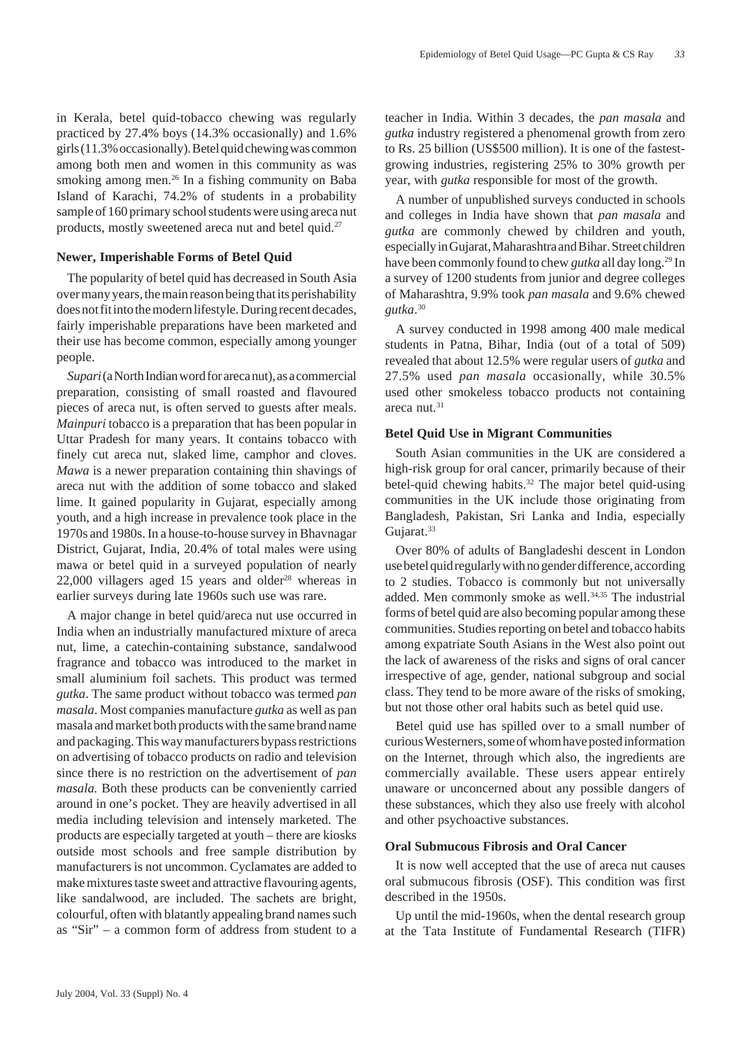in Kerala, betel quid-tobacco chewing was regularly practiced by 27.4% boys (14.3% occasionally) and 1.6% girls (11.3% occasionally). Betel quid chewing was common among both men and women in this community as was smoking among men.[26] In a fishing community on Baba Island of Karachi, 74.2% of students in a probability sample of 160 primary school students were using areca nut products, mostly sweetened areca nut and betel quid.[27]

### Newer, Imperishable Forms of Betel Quid

The popularity of betel quid has decreased in South Asia over many years, the main reason being that its perishability does not fit into the modern lifestyle. During recent decades, fairly imperishable preparations have been marketed and their use has become common, especially among younger people.

*Supari* (a North Indian word for areca nut), as a commercial preparation, consisting of small roasted and flavoured pieces of areca nut, is often served to guests after meals. *Mainpuri* tobacco is a preparation that has been popular in Uttar Pradesh for many years. It contains tobacco with finely cut areca nut, slaked lime, camphor and cloves. *Mawa* is a newer preparation containing thin shavings of areca nut with the addition of some tobacco and slaked lime. It gained popularity in Gujarat, especially among youth, and a high increase in prevalence took place in the 1970s and 1980s. In a house-to-house survey in Bhavnagar District, Gujarat, India, 20.4% of total males were using mawa or betel quid in a surveyed population of nearly 22,000 villagers aged 15 years and older[28] whereas in earlier surveys during late 1960s such use was rare.

A major change in betel quid/areca nut use occurred in India when an industrially manufactured mixture of areca nut, lime, a catechin-containing substance, sandalwood fragrance and tobacco was introduced to the market in small aluminium foil sachets. This product was termed *gutka*. The same product without tobacco was termed *pan masala*. Most companies manufacture *gutka* as well as pan masala and market both products with the same brand name and packaging. This way manufacturers bypass restrictions on advertising of tobacco products on radio and television since there is no restriction on the advertisement of *pan masala.* Both these products can be conveniently carried around in one's pocket. They are heavily advertised in all media including television and intensely marketed. The products are especially targeted at youth – there are kiosks outside most schools and free sample distribution by manufacturers is not uncommon. Cyclamates are added to make mixtures taste sweet and attractive flavouring agents, like sandalwood, are included. The sachets are bright, colourful, often with blatantly appealing brand names such as "Sir" – a common form of address from student to a teacher in India. Within 3 decades, the *pan masala* and *gutka* industry registered a phenomenal growth from zero to Rs. 25 billion (US$500 million). It is one of the fastest-growing industries, registering 25% to 30% growth per year, with *gutka* responsible for most of the growth.

A number of unpublished surveys conducted in schools and colleges in India have shown that *pan masala* and *gutka* are commonly chewed by children and youth, especially in Gujarat, Maharashtra and Bihar. Street children have been commonly found to chew *gutka* all day long.[29] In a survey of 1200 students from junior and degree colleges of Maharashtra, 9.9% took *pan masala* and 9.6% chewed *gutka*.[30]

A survey conducted in 1998 among 400 male medical students in Patna, Bihar, India (out of a total of 509) revealed that about 12.5% were regular users of *gutka* and 27.5% used *pan masala* occasionally, while 30.5% used other smokeless tobacco products not containing areca nut.[31]

### Betel Quid Use in Migrant Communities

South Asian communities in the UK are considered a high-risk group for oral cancer, primarily because of their betel-quid chewing habits.[32] The major betel quid-using communities in the UK include those originating from Bangladesh, Pakistan, Sri Lanka and India, especially Gujarat.[33]

Over 80% of adults of Bangladeshi descent in London use betel quid regularly with no gender difference, according to 2 studies. Tobacco is commonly but not universally added. Men commonly smoke as well.[34,35] The industrial forms of betel quid are also becoming popular among these communities. Studies reporting on betel and tobacco habits among expatriate South Asians in the West also point out the lack of awareness of the risks and signs of oral cancer irrespective of age, gender, national subgroup and social class. They tend to be more aware of the risks of smoking, but not those other oral habits such as betel quid use.

Betel quid use has spilled over to a small number of curious Westerners, some of whom have posted information on the Internet, through which also, the ingredients are commercially available. These users appear entirely unaware or unconcerned about any possible dangers of these substances, which they also use freely with alcohol and other psychoactive substances.

### Oral Submucous Fibrosis and Oral Cancer

It is now well accepted that the use of areca nut causes oral submucous fibrosis (OSF). This condition was first described in the 1950s.

Up until the mid-1960s, when the dental research group at the Tata Institute of Fundamental Research (TIFR)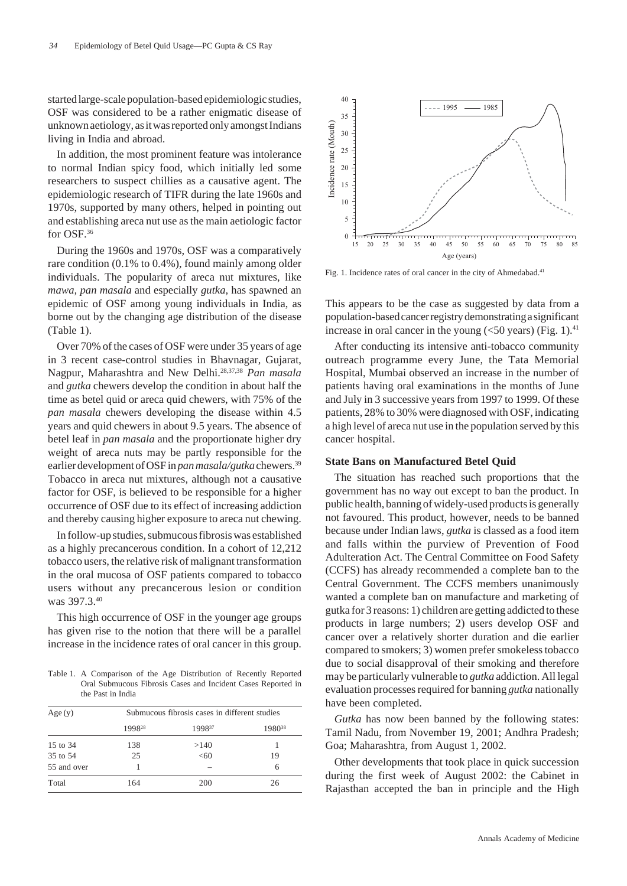started large-scale population-based epidemiologic studies, OSF was considered to be a rather enigmatic disease of unknown aetiology, as it was reported only amongst Indians living in India and abroad.

In addition, the most prominent feature was intolerance to normal Indian spicy food, which initially led some researchers to suspect chillies as a causative agent. The epidemiologic research of TIFR during the late 1960s and 1970s, supported by many others, helped in pointing out and establishing areca nut use as the main aetiologic factor for OSF.[36]

During the 1960s and 1970s, OSF was a comparatively rare condition (0.1% to 0.4%), found mainly among older individuals. The popularity of areca nut mixtures, like *mawa, pan masala* and especially *gutka*, has spawned an epidemic of OSF among young individuals in India, as borne out by the changing age distribution of the disease (Table 1).

Over 70% of the cases of OSF were under 35 years of age in 3 recent case-control studies in Bhavnagar, Gujarat, Nagpur, Maharashtra and New Delhi.[28,37,38] *Pan masala* and *gutka* chewers develop the condition in about half the time as betel quid or areca quid chewers, with 75% of the *pan masala* chewers developing the disease within 4.5 years and quid chewers in about 9.5 years. The absence of betel leaf in *pan masala* and the proportionate higher dry weight of areca nuts may be partly responsible for the earlier development of OSF in *pan masala/gutka* chewers.[39] Tobacco in areca nut mixtures, although not a causative factor for OSF, is believed to be responsible for a higher occurrence of OSF due to its effect of increasing addiction and thereby causing higher exposure to areca nut chewing.

In follow-up studies, submucous fibrosis was established as a highly precancerous condition. In a cohort of 12,212 tobacco users, the relative risk of malignant transformation in the oral mucosa of OSF patients compared to tobacco users without any precancerous lesion or condition was 397.3.[40]

This high occurrence of OSF in the younger age groups has given rise to the notion that there will be a parallel increase in the incidence rates of oral cancer in this group.

Table 1. A Comparison of the Age Distribution of Recently Reported Oral Submucous Fibrosis Cases and Incident Cases Reported in the Past in India

| Age (y) | Submucous fibrosis cases in different studies | | |
|---|---|---|---|
| | 1998[28] | 1998[37] | 1980[38] |
| 15 to 34 | 138 | >140 | 1 |
| 35 to 54 | 25 | <60 | 19 |
| 55 and over | 1 | – | 6 |
| Total | 164 | 200 | 26 |

Fig. 1. Incidence rates of oral cancer in the city of Ahmedabad.[41]

This appears to be the case as suggested by data from a population-based cancer registry demonstrating a significant increase in oral cancer in the young (<50 years) (Fig. 1).[41]

After conducting its intensive anti-tobacco community outreach programme every June, the Tata Memorial Hospital, Mumbai observed an increase in the number of patients having oral examinations in the months of June and July in 3 successive years from 1997 to 1999. Of these patients, 28% to 30% were diagnosed with OSF, indicating a high level of areca nut use in the population served by this cancer hospital.

### State Bans on Manufactured Betel Quid

The situation has reached such proportions that the government has no way out except to ban the product. In public health, banning of widely-used products is generally not favoured. This product, however, needs to be banned because under Indian laws, *gutka* is classed as a food item and falls within the purview of Prevention of Food Adulteration Act. The Central Committee on Food Safety (CCFS) has already recommended a complete ban to the Central Government. The CCFS members unanimously wanted a complete ban on manufacture and marketing of gutka for 3 reasons: 1) children are getting addicted to these products in large numbers; 2) users develop OSF and cancer over a relatively shorter duration and die earlier compared to smokers; 3) women prefer smokeless tobacco due to social disapproval of their smoking and therefore may be particularly vulnerable to *gutka* addiction. All legal evaluation processes required for banning *gutka* nationally have been completed.

*Gutka* has now been banned by the following states: Tamil Nadu, from November 19, 2001; Andhra Pradesh; Goa; Maharashtra, from August 1, 2002.

Other developments that took place in quick succession during the first week of August 2002: the Cabinet in Rajasthan accepted the ban in principle and the High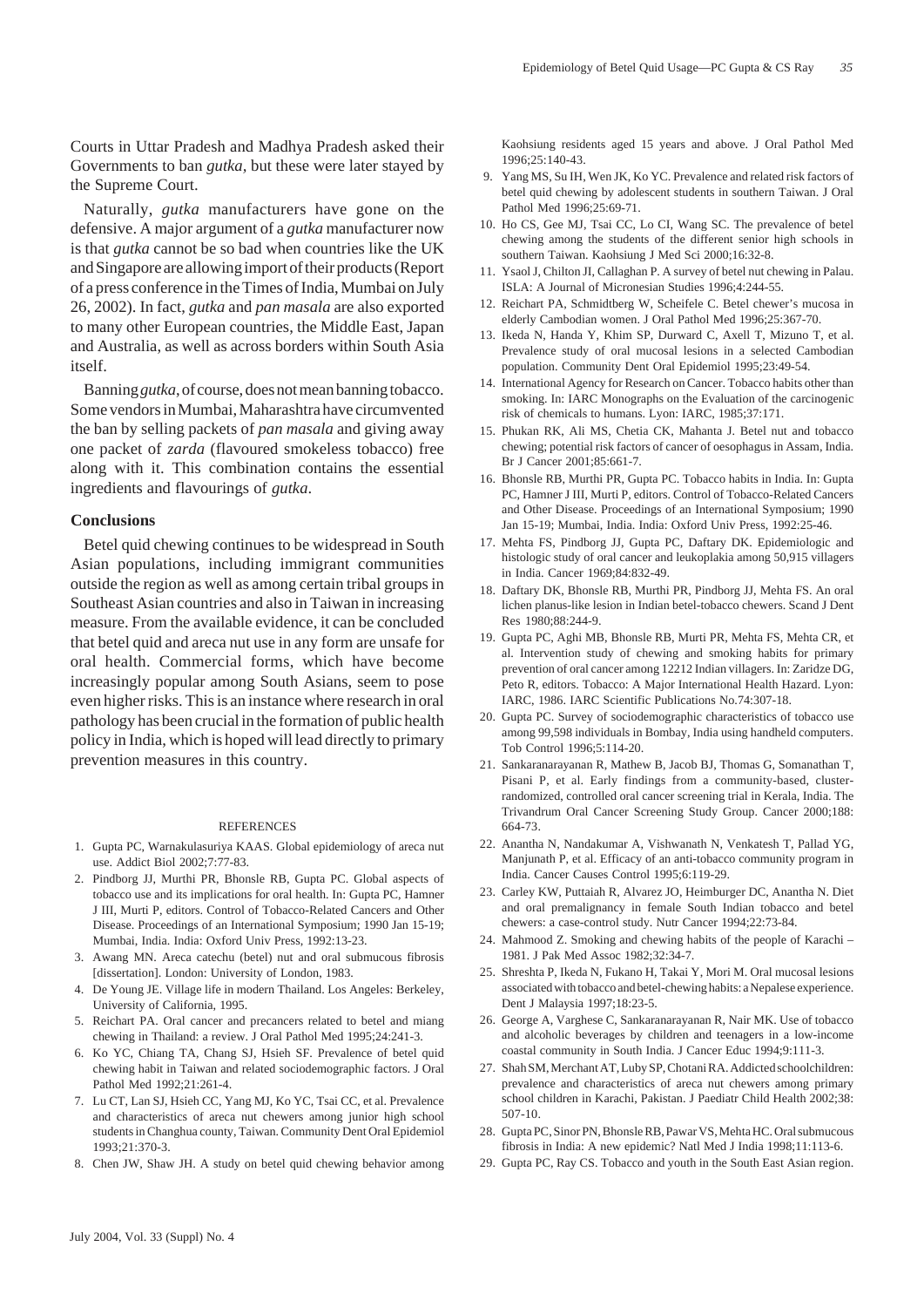Courts in Uttar Pradesh and Madhya Pradesh asked their Governments to ban *gutka*, but these were later stayed by the Supreme Court.

Naturally, *gutka* manufacturers have gone on the defensive. A major argument of a *gutka* manufacturer now is that *gutka* cannot be so bad when countries like the UK and Singapore are allowing import of their products (Report of a press conference in the Times of India, Mumbai on July 26, 2002). In fact, *gutka* and *pan masala* are also exported to many other European countries, the Middle East, Japan and Australia, as well as across borders within South Asia itself.

Banning *gutka*, of course, does not mean banning tobacco. Some vendors in Mumbai, Maharashtra have circumvented the ban by selling packets of *pan masala* and giving away one packet of *zarda* (flavoured smokeless tobacco) free along with it. This combination contains the essential ingredients and flavourings of *gutka*.

## Conclusions

Betel quid chewing continues to be widespread in South Asian populations, including immigrant communities outside the region as well as among certain tribal groups in Southeast Asian countries and also in Taiwan in increasing measure. From the available evidence, it can be concluded that betel quid and areca nut use in any form are unsafe for oral health. Commercial forms, which have become increasingly popular among South Asians, seem to pose even higher risks. This is an instance where research in oral pathology has been crucial in the formation of public health policy in India, which is hoped will lead directly to primary prevention measures in this country.

## REFERENCES

1. Gupta PC, Warnakulasuriya KAAS. Global epidemiology of areca nut use. Addict Biol 2002;7:77-83.
2. Pindborg JJ, Murthi PR, Bhonsle RB, Gupta PC. Global aspects of tobacco use and its implications for oral health. In: Gupta PC, Hamner J III, Murti P, editors. Control of Tobacco-Related Cancers and Other Disease. Proceedings of an International Symposium; 1990 Jan 15-19; Mumbai, India. India: Oxford Univ Press, 1992:13-23.
3. Awang MN. Areca catechu (betel) nut and oral submucous fibrosis [dissertation]. London: University of London, 1983.
4. De Young JE. Village life in modern Thailand. Los Angeles: Berkeley, University of California, 1995.
5. Reichart PA. Oral cancer and precancers related to betel and miang chewing in Thailand: a review. J Oral Pathol Med 1995;24:241-3.
6. Ko YC, Chiang TA, Chang SJ, Hsieh SF. Prevalence of betel quid chewing habit in Taiwan and related sociodemographic factors. J Oral Pathol Med 1992;21:261-4.
7. Lu CT, Lan SJ, Hsieh CC, Yang MJ, Ko YC, Tsai CC, et al. Prevalence and characteristics of areca nut chewers among junior high school students in Changhua county, Taiwan. Community Dent Oral Epidemiol 1993;21:370-3.
8. Chen JW, Shaw JH. A study on betel quid chewing behavior among Kaohsiung residents aged 15 years and above. J Oral Pathol Med 1996;25:140-43.
9. Yang MS, Su IH, Wen JK, Ko YC. Prevalence and related risk factors of betel quid chewing by adolescent students in southern Taiwan. J Oral Pathol Med 1996;25:69-71.
10. Ho CS, Gee MJ, Tsai CC, Lo CI, Wang SC. The prevalence of betel chewing among the students of the different senior high schools in southern Taiwan. Kaohsiung J Med Sci 2000;16:32-8.
11. Ysaol J, Chilton JI, Callaghan P. A survey of betel nut chewing in Palau. ISLA: A Journal of Micronesian Studies 1996;4:244-55.
12. Reichart PA, Schmidtberg W, Scheifele C. Betel chewer's mucosa in elderly Cambodian women. J Oral Pathol Med 1996;25:367-70.
13. Ikeda N, Handa Y, Khim SP, Durward C, Axell T, Mizuno T, et al. Prevalence study of oral mucosal lesions in a selected Cambodian population. Community Dent Oral Epidemiol 1995;23:49-54.
14. International Agency for Research on Cancer. Tobacco habits other than smoking. In: IARC Monographs on the Evaluation of the carcinogenic risk of chemicals to humans. Lyon: IARC, 1985;37:171.
15. Phukan RK, Ali MS, Chetia CK, Mahanta J. Betel nut and tobacco chewing; potential risk factors of cancer of oesophagus in Assam, India. Br J Cancer 2001;85:661-7.
16. Bhonsle RB, Murthi PR, Gupta PC. Tobacco habits in India. In: Gupta PC, Hamner J III, Murti P, editors. Control of Tobacco-Related Cancers and Other Disease. Proceedings of an International Symposium; 1990 Jan 15-19; Mumbai, India. India: Oxford Univ Press, 1992:25-46.
17. Mehta FS, Pindborg JJ, Gupta PC, Daftary DK. Epidemiologic and histologic study of oral cancer and leukoplakia among 50,915 villagers in India. Cancer 1969;84:832-49.
18. Daftary DK, Bhonsle RB, Murthi PR, Pindborg JJ, Mehta FS. An oral lichen planus-like lesion in Indian betel-tobacco chewers. Scand J Dent Res 1980;88:244-9.
19. Gupta PC, Aghi MB, Bhonsle RB, Murti PR, Mehta FS, Mehta CR, et al. Intervention study of chewing and smoking habits for primary prevention of oral cancer among 12212 Indian villagers. In: Zaridze DG, Peto R, editors. Tobacco: A Major International Health Hazard. Lyon: IARC, 1986. IARC Scientific Publications No.74:307-18.
20. Gupta PC. Survey of sociodemographic characteristics of tobacco use among 99,598 individuals in Bombay, India using handheld computers. Tob Control 1996;5:114-20.
21. Sankaranarayanan R, Mathew B, Jacob BJ, Thomas G, Somanathan T, Pisani P, et al. Early findings from a community-based, cluster-randomized, controlled oral cancer screening trial in Kerala, India. The Trivandrum Oral Cancer Screening Study Group. Cancer 2000;188: 664-73.
22. Anantha N, Nandakumar A, Vishwanath N, Venkatesh T, Pallad YG, Manjunath P, et al. Efficacy of an anti-tobacco community program in India. Cancer Causes Control 1995;6:119-29.
23. Carley KW, Puttaiah R, Alvarez JO, Heimburger DC, Anantha N. Diet and oral premalignancy in female South Indian tobacco and betel chewers: a case-control study. Nutr Cancer 1994;22:73-84.
24. Mahmood Z. Smoking and chewing habits of the people of Karachi – 1981. J Pak Med Assoc 1982;32:34-7.
25. Shreshta P, Ikeda N, Fukano H, Takai Y, Mori M. Oral mucosal lesions associated with tobacco and betel-chewing habits: a Nepalese experience. Dent J Malaysia 1997;18:23-5.
26. George A, Varghese C, Sankaranarayanan R, Nair MK. Use of tobacco and alcoholic beverages by children and teenagers in a low-income coastal community in South India. J Cancer Educ 1994;9:111-3.
27. Shah SM, Merchant AT, Luby SP, Chotani RA. Addicted schoolchildren: prevalence and characteristics of areca nut chewers among primary school children in Karachi, Pakistan. J Paediatr Child Health 2002;38: 507-10.
28. Gupta PC, Sinor PN, Bhonsle RB, Pawar VS, Mehta HC. Oral submucous fibrosis in India: A new epidemic? Natl Med J India 1998;11:113-6.
29. Gupta PC, Ray CS. Tobacco and youth in the South East Asian region.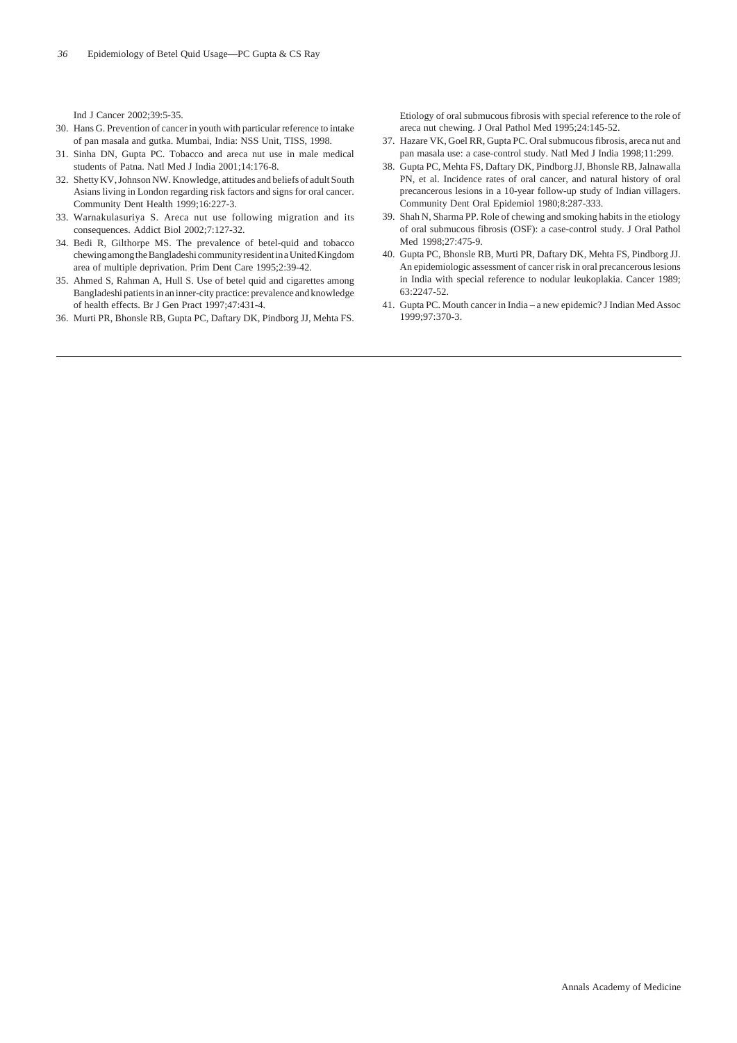Ind J Cancer 2002;39:5-35.

30. Hans G. Prevention of cancer in youth with particular reference to intake of pan masala and gutka. Mumbai, India: NSS Unit, TISS, 1998.
31. Sinha DN, Gupta PC. Tobacco and areca nut use in male medical students of Patna. Natl Med J India 2001;14:176-8.
32. Shetty KV, Johnson NW. Knowledge, attitudes and beliefs of adult South Asians living in London regarding risk factors and signs for oral cancer. Community Dent Health 1999;16:227-3.
33. Warnakulasuriya S. Areca nut use following migration and its consequences. Addict Biol 2002;7:127-32.
34. Bedi R, Gilthorpe MS. The prevalence of betel-quid and tobacco chewing among the Bangladeshi community resident in a United Kingdom area of multiple deprivation. Prim Dent Care 1995;2:39-42.
35. Ahmed S, Rahman A, Hull S. Use of betel quid and cigarettes among Bangladeshi patients in an inner-city practice: prevalence and knowledge of health effects. Br J Gen Pract 1997;47:431-4.
36. Murti PR, Bhonsle RB, Gupta PC, Daftary DK, Pindborg JJ, Mehta FS. Etiology of oral submucous fibrosis with special reference to the role of areca nut chewing. J Oral Pathol Med 1995;24:145-52.
37. Hazare VK, Goel RR, Gupta PC. Oral submucous fibrosis, areca nut and pan masala use: a case-control study. Natl Med J India 1998;11:299.
38. Gupta PC, Mehta FS, Daftary DK, Pindborg JJ, Bhonsle RB, Jalnawalla PN, et al. Incidence rates of oral cancer, and natural history of oral precancerous lesions in a 10-year follow-up study of Indian villagers. Community Dent Oral Epidemiol 1980;8:287-333.
39. Shah N, Sharma PP. Role of chewing and smoking habits in the etiology of oral submucous fibrosis (OSF): a case-control study. J Oral Pathol Med 1998;27:475-9.
40. Gupta PC, Bhonsle RB, Murti PR, Daftary DK, Mehta FS, Pindborg JJ. An epidemiologic assessment of cancer risk in oral precancerous lesions in India with special reference to nodular leukoplakia. Cancer 1989; 63:2247-52.
41. Gupta PC. Mouth cancer in India – a new epidemic? J Indian Med Assoc 1999;97:370-3.